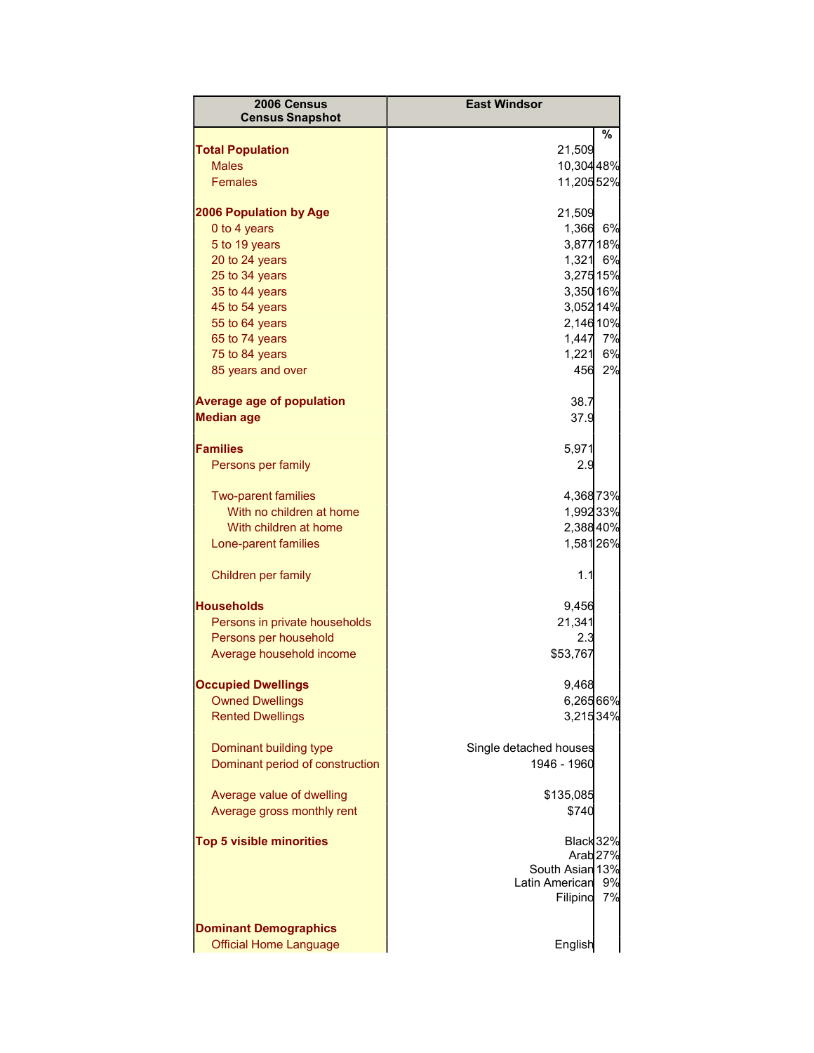| 2006 Census Census Snapshot | East Windsor | |
|---|---|---|
| | | % |
| **Total Population** | 21,509 | |
| Males | 10,304 | 48% |
| Females | 11,205 | 52% |
| | | |
| **2006 Population by Age** | 21,509 | |
| 0 to 4 years | 1,366 | 6% |
| 5 to 19 years | 3,877 | 18% |
| 20 to 24 years | 1,321 | 6% |
| 25 to 34 years | 3,275 | 15% |
| 35 to 44 years | 3,350 | 16% |
| 45 to 54 years | 3,052 | 14% |
| 55 to 64 years | 2,146 | 10% |
| 65 to 74 years | 1,447 | 7% |
| 75 to 84 years | 1,221 | 6% |
| 85 years and over | 456 | 2% |
| | | |
| **Average age of population** | 38.7 | |
| **Median age** | 37.9 | |
| | | |
| **Families** | 5,971 | |
| Persons per family | 2.9 | |
| | | |
| Two-parent families | 4,368 | 73% |
| With no children at home | 1,992 | 33% |
| With children at home | 2,388 | 40% |
| Lone-parent families | 1,581 | 26% |
| | | |
| Children per family | 1.1 | |
| | | |
| **Households** | 9,456 | |
| Persons in private households | 21,341 | |
| Persons per household | 2.3 | |
| Average household income | $53,767 | |
| | | |
| **Occupied Dwellings** | 9,468 | |
| Owned Dwellings | 6,265 | 66% |
| Rented Dwellings | 3,215 | 34% |
| | | |
| Dominant building type | Single detached houses | |
| Dominant period of construction | 1946 - 1960 | |
| | | |
| Average value of dwelling | $135,085 | |
| Average gross monthly rent | $740 | |
| | | |
| **Top 5 visible minorities** | Black | 32% |
| | Arab | 27% |
| | South Asian | 13% |
| | Latin American | 9% |
| | Filipino | 7% |
| | | |
| **Dominant Demographics** | | |
| Official Home Language | English | |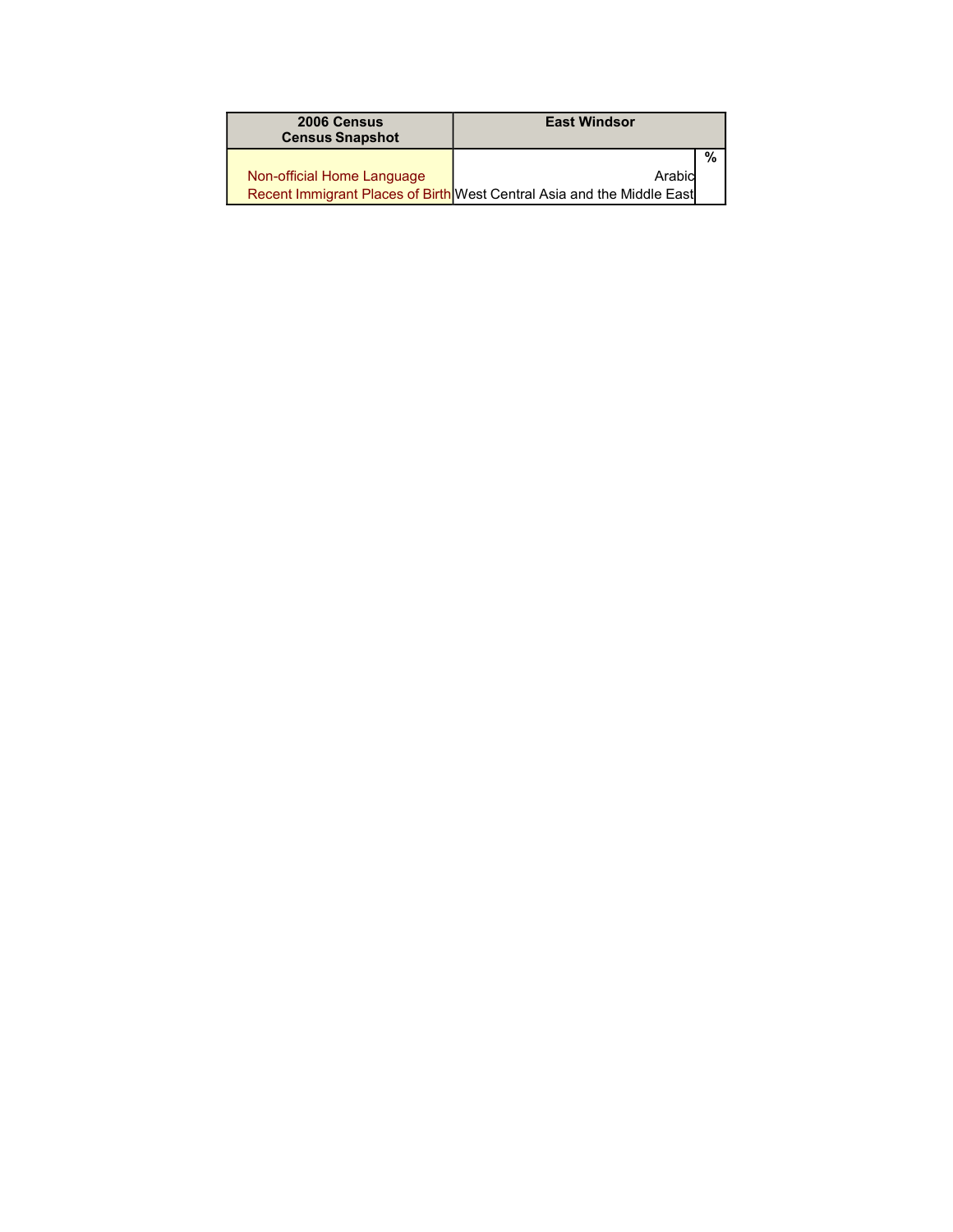| 2006 Census Census Snapshot | East Windsor | |
|---|---|---|
| | | % |
| Non-official Home Language | Arabic | |
| Recent Immigrant Places of Birth | West Central Asia and the Middle East | |